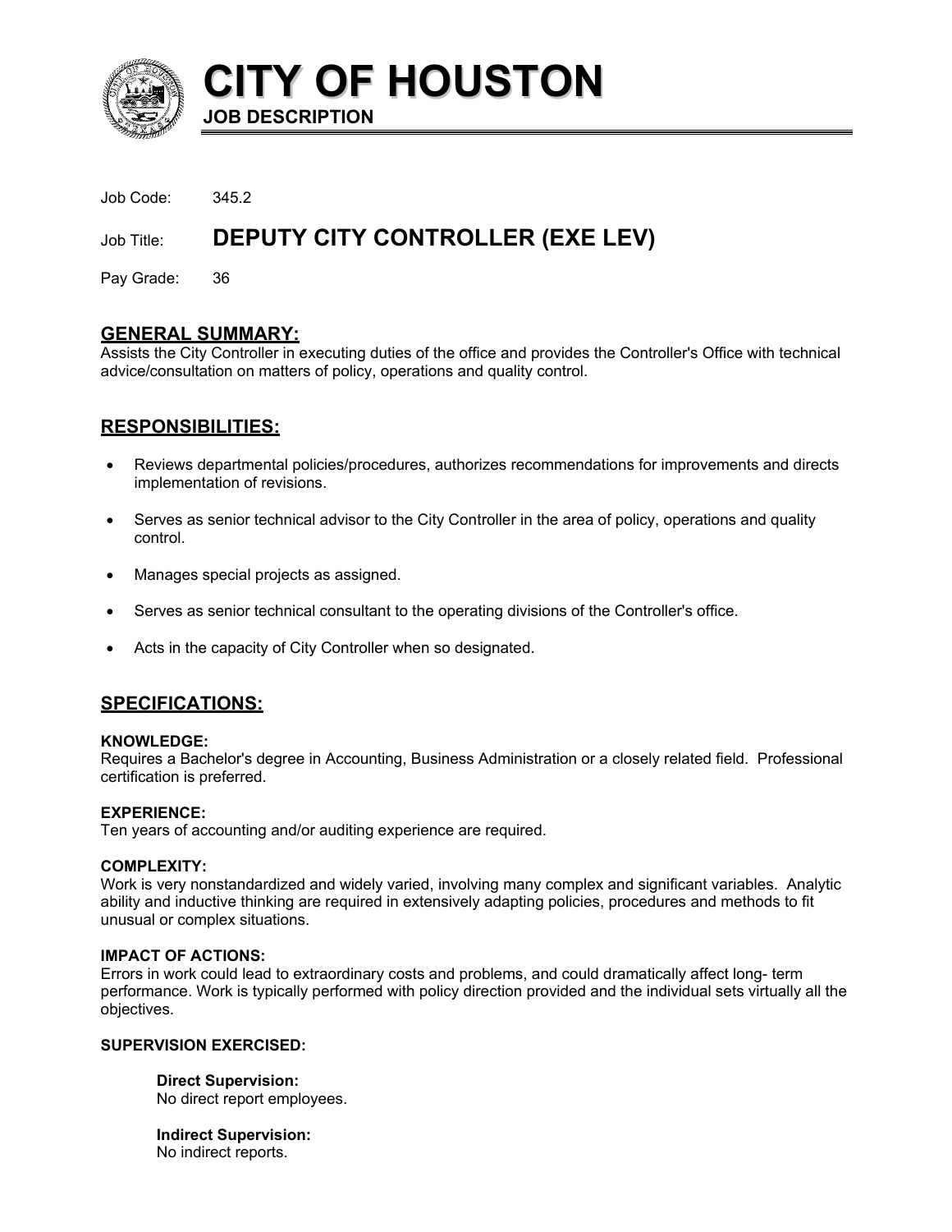# CITY OF HOUSTON

**JOB DESCRIPTION**

Job Code: 345.2

Job Title: **DEPUTY CITY CONTROLLER (EXE LEV)**

Pay Grade: 36

## GENERAL SUMMARY:

Assists the City Controller in executing duties of the office and provides the Controller's Office with technical advice/consultation on matters of policy, operations and quality control.

## RESPONSIBILITIES:

- Reviews departmental policies/procedures, authorizes recommendations for improvements and directs implementation of revisions.
- Serves as senior technical advisor to the City Controller in the area of policy, operations and quality control.
- Manages special projects as assigned.
- Serves as senior technical consultant to the operating divisions of the Controller's office.
- Acts in the capacity of City Controller when so designated.

## SPECIFICATIONS:

**KNOWLEDGE:**
Requires a Bachelor's degree in Accounting, Business Administration or a closely related field. Professional certification is preferred.

**EXPERIENCE:**
Ten years of accounting and/or auditing experience are required.

**COMPLEXITY:**
Work is very nonstandardized and widely varied, involving many complex and significant variables. Analytic ability and inductive thinking are required in extensively adapting policies, procedures and methods to fit unusual or complex situations.

**IMPACT OF ACTIONS:**
Errors in work could lead to extraordinary costs and problems, and could dramatically affect long- term performance. Work is typically performed with policy direction provided and the individual sets virtually all the objectives.

**SUPERVISION EXERCISED:**

**Direct Supervision:**
No direct report employees.

**Indirect Supervision:**
No indirect reports.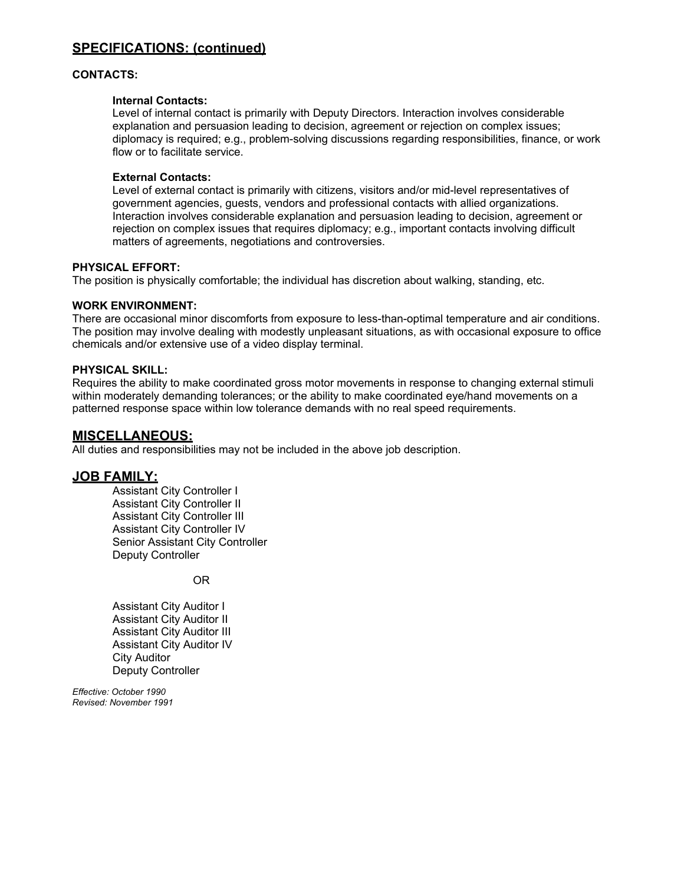## SPECIFICATIONS: (continued)

**CONTACTS:**

**Internal Contacts:**
Level of internal contact is primarily with Deputy Directors. Interaction involves considerable explanation and persuasion leading to decision, agreement or rejection on complex issues; diplomacy is required; e.g., problem-solving discussions regarding responsibilities, finance, or work flow or to facilitate service.

**External Contacts:**
Level of external contact is primarily with citizens, visitors and/or mid-level representatives of government agencies, guests, vendors and professional contacts with allied organizations. Interaction involves considerable explanation and persuasion leading to decision, agreement or rejection on complex issues that requires diplomacy; e.g., important contacts involving difficult matters of agreements, negotiations and controversies.

**PHYSICAL EFFORT:**
The position is physically comfortable; the individual has discretion about walking, standing, etc.

**WORK ENVIRONMENT:**
There are occasional minor discomforts from exposure to less-than-optimal temperature and air conditions. The position may involve dealing with modestly unpleasant situations, as with occasional exposure to office chemicals and/or extensive use of a video display terminal.

**PHYSICAL SKILL:**
Requires the ability to make coordinated gross motor movements in response to changing external stimuli within moderately demanding tolerances; or the ability to make coordinated eye/hand movements on a patterned response space within low tolerance demands with no real speed requirements.

## MISCELLANEOUS:

All duties and responsibilities may not be included in the above job description.

## JOB FAMILY:

Assistant City Controller I
Assistant City Controller II
Assistant City Controller III
Assistant City Controller IV
Senior Assistant City Controller
Deputy Controller

OR

Assistant City Auditor I
Assistant City Auditor II
Assistant City Auditor III
Assistant City Auditor IV
City Auditor
Deputy Controller

*Effective: October 1990*
*Revised: November 1991*